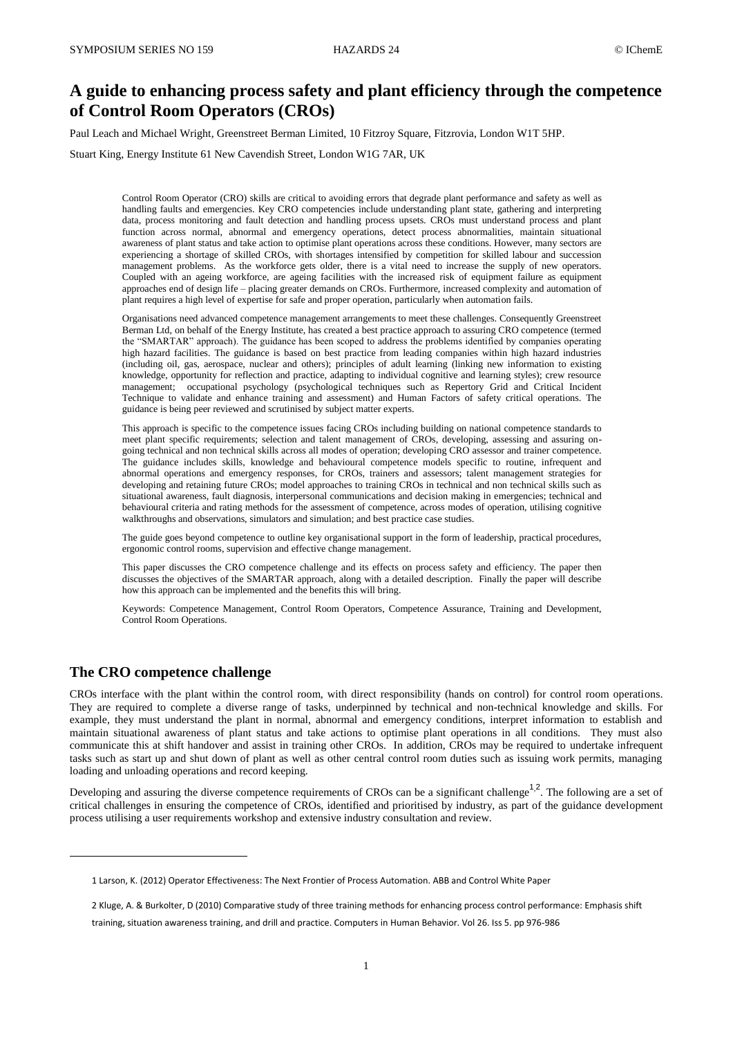# A guide to enhancing process safety and plant efficiency through the competence of Control Room Operators (CROs)

Paul Leach and Michael Wright, Greenstreet Berman Limited, 10 Fitzroy Square, Fitzrovia, London W1T 5HP.

Stuart King, Energy Institute 61 New Cavendish Street, London W1G 7AR, UK

Control Room Operator (CRO) skills are critical to avoiding errors that degrade plant performance and safety as well as handling faults and emergencies. Key CRO competencies include understanding plant state, gathering and interpreting data, process monitoring and fault detection and handling process upsets. CROs must understand process and plant function across normal, abnormal and emergency operations, detect process abnormalities, maintain situational awareness of plant status and take action to optimise plant operations across these conditions. However, many sectors are experiencing a shortage of skilled CROs, with shortages intensified by competition for skilled labour and succession management problems. As the workforce gets older, there is a vital need to increase the supply of new operators. Coupled with an ageing workforce, are ageing facilities with the increased risk of equipment failure as equipment approaches end of design life – placing greater demands on CROs. Furthermore, increased complexity and automation of plant requires a high level of expertise for safe and proper operation, particularly when automation fails.

Organisations need advanced competence management arrangements to meet these challenges. Consequently Greenstreet Berman Ltd, on behalf of the Energy Institute, has created a best practice approach to assuring CRO competence (termed the "SMARTAR" approach). The guidance has been scoped to address the problems identified by companies operating high hazard facilities. The guidance is based on best practice from leading companies within high hazard industries (including oil, gas, aerospace, nuclear and others); principles of adult learning (linking new information to existing knowledge, opportunity for reflection and practice, adapting to individual cognitive and learning styles); crew resource management; occupational psychology (psychological techniques such as Repertory Grid and Critical Incident Technique to validate and enhance training and assessment) and Human Factors of safety critical operations. The guidance is being peer reviewed and scrutinised by subject matter experts.

This approach is specific to the competence issues facing CROs including building on national competence standards to meet plant specific requirements; selection and talent management of CROs, developing, assessing and assuring on-going technical and non technical skills across all modes of operation; developing CRO assessor and trainer competence. The guidance includes skills, knowledge and behavioural competence models specific to routine, infrequent and abnormal operations and emergency responses, for CROs, trainers and assessors; talent management strategies for developing and retaining future CROs; model approaches to training CROs in technical and non technical skills such as situational awareness, fault diagnosis, interpersonal communications and decision making in emergencies; technical and behavioural criteria and rating methods for the assessment of competence, across modes of operation, utilising cognitive walkthroughs and observations, simulators and simulation; and best practice case studies.

The guide goes beyond competence to outline key organisational support in the form of leadership, practical procedures, ergonomic control rooms, supervision and effective change management.

This paper discusses the CRO competence challenge and its effects on process safety and efficiency. The paper then discusses the objectives of the SMARTAR approach, along with a detailed description. Finally the paper will describe how this approach can be implemented and the benefits this will bring.

Keywords: Competence Management, Control Room Operators, Competence Assurance, Training and Development, Control Room Operations.

## The CRO competence challenge

CROs interface with the plant within the control room, with direct responsibility (hands on control) for control room operations. They are required to complete a diverse range of tasks, underpinned by technical and non-technical knowledge and skills. For example, they must understand the plant in normal, abnormal and emergency conditions, interpret information to establish and maintain situational awareness of plant status and take actions to optimise plant operations in all conditions. They must also communicate this at shift handover and assist in training other CROs. In addition, CROs may be required to undertake infrequent tasks such as start up and shut down of plant as well as other central control room duties such as issuing work permits, managing loading and unloading operations and record keeping.

Developing and assuring the diverse competence requirements of CROs can be a significant challenge[1,2]. The following are a set of critical challenges in ensuring the competence of CROs, identified and prioritised by industry, as part of the guidance development process utilising a user requirements workshop and extensive industry consultation and review.

---

1 Larson, K. (2012) Operator Effectiveness: The Next Frontier of Process Automation. ABB and Control White Paper

2 Kluge, A. & Burkolter, D (2010) Comparative study of three training methods for enhancing process control performance: Emphasis shift training, situation awareness training, and drill and practice. Computers in Human Behavior. Vol 26. Iss 5. pp 976-986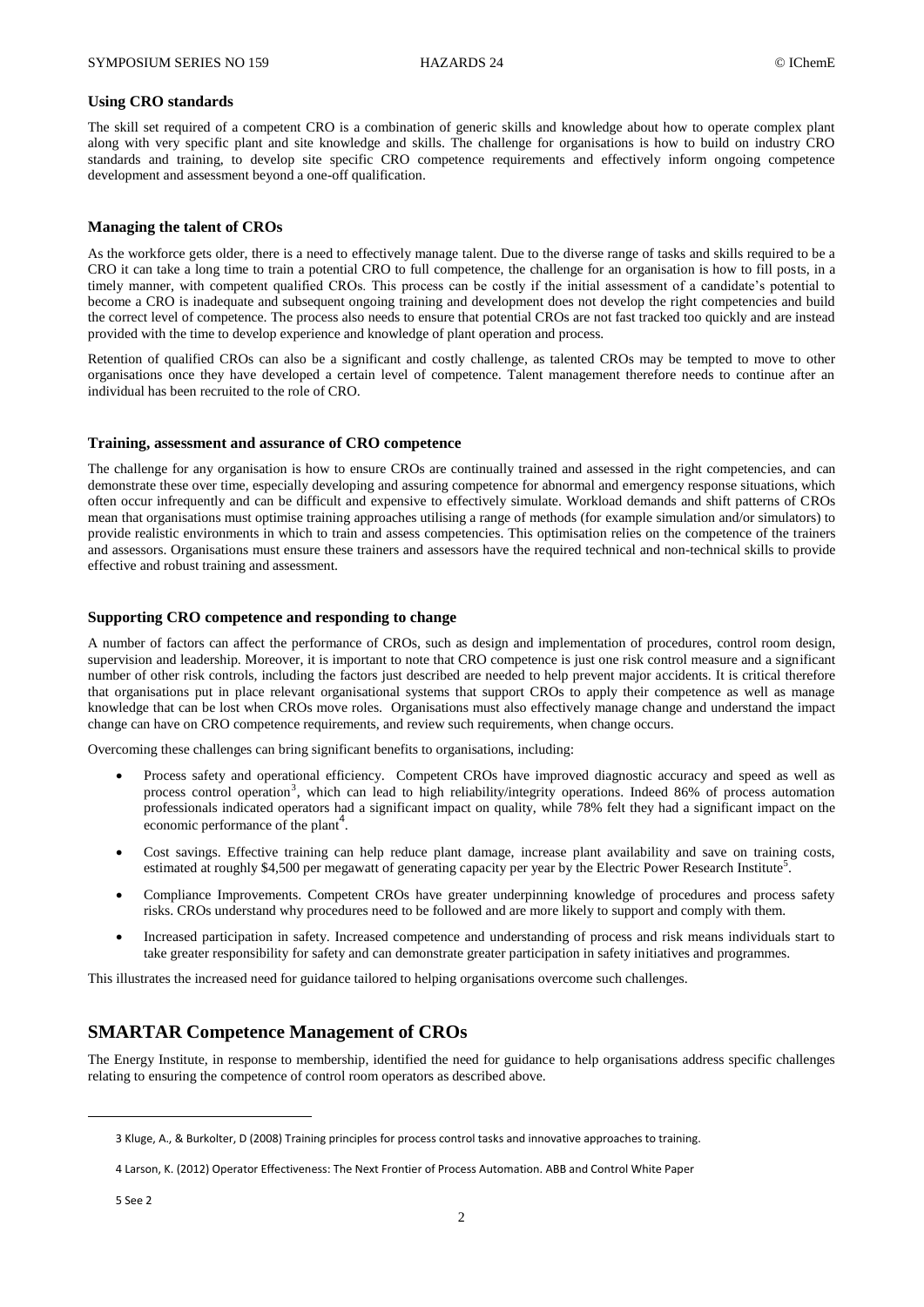### Using CRO standards

The skill set required of a competent CRO is a combination of generic skills and knowledge about how to operate complex plant along with very specific plant and site knowledge and skills. The challenge for organisations is how to build on industry CRO standards and training, to develop site specific CRO competence requirements and effectively inform ongoing competence development and assessment beyond a one-off qualification.

### Managing the talent of CROs

As the workforce gets older, there is a need to effectively manage talent. Due to the diverse range of tasks and skills required to be a CRO it can take a long time to train a potential CRO to full competence, the challenge for an organisation is how to fill posts, in a timely manner, with competent qualified CROs. This process can be costly if the initial assessment of a candidate's potential to become a CRO is inadequate and subsequent ongoing training and development does not develop the right competencies and build the correct level of competence. The process also needs to ensure that potential CROs are not fast tracked too quickly and are instead provided with the time to develop experience and knowledge of plant operation and process.

Retention of qualified CROs can also be a significant and costly challenge, as talented CROs may be tempted to move to other organisations once they have developed a certain level of competence. Talent management therefore needs to continue after an individual has been recruited to the role of CRO.

### Training, assessment and assurance of CRO competence

The challenge for any organisation is how to ensure CROs are continually trained and assessed in the right competencies, and can demonstrate these over time, especially developing and assuring competence for abnormal and emergency response situations, which often occur infrequently and can be difficult and expensive to effectively simulate. Workload demands and shift patterns of CROs mean that organisations must optimise training approaches utilising a range of methods (for example simulation and/or simulators) to provide realistic environments in which to train and assess competencies. This optimisation relies on the competence of the trainers and assessors. Organisations must ensure these trainers and assessors have the required technical and non-technical skills to provide effective and robust training and assessment.

### Supporting CRO competence and responding to change

A number of factors can affect the performance of CROs, such as design and implementation of procedures, control room design, supervision and leadership. Moreover, it is important to note that CRO competence is just one risk control measure and a significant number of other risk controls, including the factors just described are needed to help prevent major accidents. It is critical therefore that organisations put in place relevant organisational systems that support CROs to apply their competence as well as manage knowledge that can be lost when CROs move roles. Organisations must also effectively manage change and understand the impact change can have on CRO competence requirements, and review such requirements, when change occurs.

Overcoming these challenges can bring significant benefits to organisations, including:

- Process safety and operational efficiency. Competent CROs have improved diagnostic accuracy and speed as well as process control operation[3], which can lead to high reliability/integrity operations. Indeed 86% of process automation professionals indicated operators had a significant impact on quality, while 78% felt they had a significant impact on the economic performance of the plant[4].
- Cost savings. Effective training can help reduce plant damage, increase plant availability and save on training costs, estimated at roughly $4,500 per megawatt of generating capacity per year by the Electric Power Research Institute[5].
- Compliance Improvements. Competent CROs have greater underpinning knowledge of procedures and process safety risks. CROs understand why procedures need to be followed and are more likely to support and comply with them.
- Increased participation in safety. Increased competence and understanding of process and risk means individuals start to take greater responsibility for safety and can demonstrate greater participation in safety initiatives and programmes.

This illustrates the increased need for guidance tailored to helping organisations overcome such challenges.

## SMARTAR Competence Management of CROs

The Energy Institute, in response to membership, identified the need for guidance to help organisations address specific challenges relating to ensuring the competence of control room operators as described above.

---

3 Kluge, A., & Burkolter, D (2008) Training principles for process control tasks and innovative approaches to training.

4 Larson, K. (2012) Operator Effectiveness: The Next Frontier of Process Automation. ABB and Control White Paper

5 See 2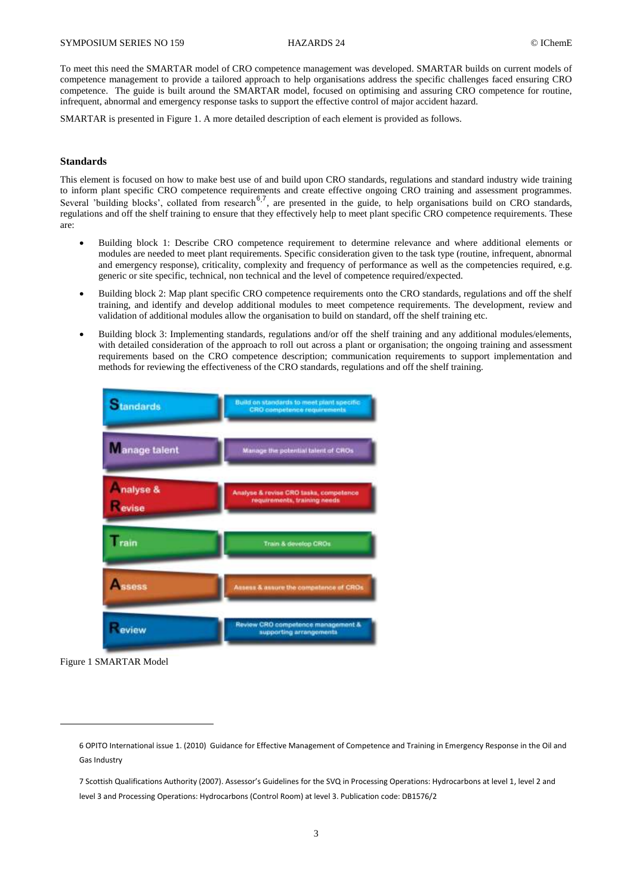To meet this need the SMARTAR model of CRO competence management was developed. SMARTAR builds on current models of competence management to provide a tailored approach to help organisations address the specific challenges faced ensuring CRO competence. The guide is built around the SMARTAR model, focused on optimising and assuring CRO competence for routine, infrequent, abnormal and emergency response tasks to support the effective control of major accident hazard.

SMARTAR is presented in Figure 1. A more detailed description of each element is provided as follows.

## Standards

This element is focused on how to make best use of and build upon CRO standards, regulations and standard industry wide training to inform plant specific CRO competence requirements and create effective ongoing CRO training and assessment programmes. Several 'building blocks', collated from research[6,7], are presented in the guide, to help organisations build on CRO standards, regulations and off the shelf training to ensure that they effectively help to meet plant specific CRO competence requirements. These are:

- Building block 1: Describe CRO competence requirement to determine relevance and where additional elements or modules are needed to meet plant requirements. Specific consideration given to the task type (routine, infrequent, abnormal and emergency response), criticality, complexity and frequency of performance as well as the competencies required, e.g. generic or site specific, technical, non technical and the level of competence required/expected.
- Building block 2: Map plant specific CRO competence requirements onto the CRO standards, regulations and off the shelf training, and identify and develop additional modules to meet competence requirements. The development, review and validation of additional modules allow the organisation to build on standard, off the shelf training etc.
- Building block 3: Implementing standards, regulations and/or off the shelf training and any additional modules/elements, with detailed consideration of the approach to roll out across a plant or organisation; the ongoing training and assessment requirements based on the CRO competence description; communication requirements to support implementation and methods for reviewing the effectiveness of the CRO standards, regulations and off the shelf training.

| | |
|---|---|
| **S**tandards | Build on standards to meet plant specific CRO competence requirements |
| **M**anage talent | Manage the potential talent of CROs |
| **A**nalyse & **R**evise | Analyse & revise CRO tasks, competence requirements, training needs |
| **T**rain | Train & develop CROs |
| **A**ssess | Assess & assure the competence of CROs |
| **R**eview | Review CRO competence management & supporting arrangements |

Figure 1 SMARTAR Model

6 OPITO International issue 1. (2010) Guidance for Effective Management of Competence and Training in Emergency Response in the Oil and Gas Industry

7 Scottish Qualifications Authority (2007). Assessor's Guidelines for the SVQ in Processing Operations: Hydrocarbons at level 1, level 2 and level 3 and Processing Operations: Hydrocarbons (Control Room) at level 3. Publication code: DB1576/2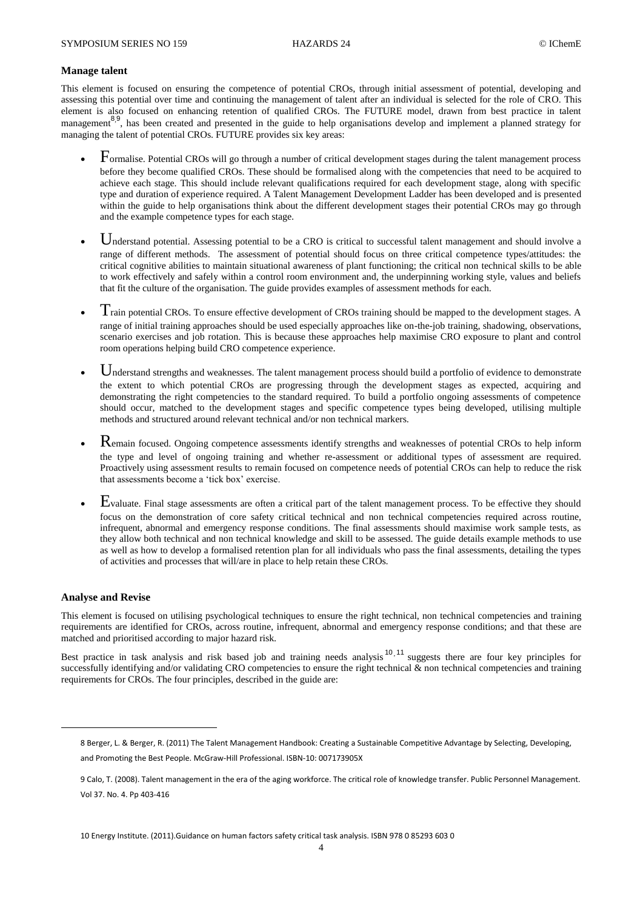### Manage talent

This element is focused on ensuring the competence of potential CROs, through initial assessment of potential, developing and assessing this potential over time and continuing the management of talent after an individual is selected for the role of CRO. This element is also focused on enhancing retention of qualified CROs. The FUTURE model, drawn from best practice in talent management[8,9], has been created and presented in the guide to help organisations develop and implement a planned strategy for managing the talent of potential CROs. FUTURE provides six key areas:

- **F**ormalise. Potential CROs will go through a number of critical development stages during the talent management process before they become qualified CROs. These should be formalised along with the competencies that need to be acquired to achieve each stage. This should include relevant qualifications required for each development stage, along with specific type and duration of experience required. A Talent Management Development Ladder has been developed and is presented within the guide to help organisations think about the different development stages their potential CROs may go through and the example competence types for each stage.
- **U**nderstand potential. Assessing potential to be a CRO is critical to successful talent management and should involve a range of different methods. The assessment of potential should focus on three critical competence types/attitudes: the critical cognitive abilities to maintain situational awareness of plant functioning; the critical non technical skills to be able to work effectively and safely within a control room environment and, the underpinning working style, values and beliefs that fit the culture of the organisation. The guide provides examples of assessment methods for each.
- **T**rain potential CROs. To ensure effective development of CROs training should be mapped to the development stages. A range of initial training approaches should be used especially approaches like on-the-job training, shadowing, observations, scenario exercises and job rotation. This is because these approaches help maximise CRO exposure to plant and control room operations helping build CRO competence experience.
- **U**nderstand strengths and weaknesses. The talent management process should build a portfolio of evidence to demonstrate the extent to which potential CROs are progressing through the development stages as expected, acquiring and demonstrating the right competencies to the standard required. To build a portfolio ongoing assessments of competence should occur, matched to the development stages and specific competence types being developed, utilising multiple methods and structured around relevant technical and/or non technical markers.
- **R**emain focused. Ongoing competence assessments identify strengths and weaknesses of potential CROs to help inform the type and level of ongoing training and whether re-assessment or additional types of assessment are required. Proactively using assessment results to remain focused on competence needs of potential CROs can help to reduce the risk that assessments become a 'tick box' exercise.
- **E**valuate. Final stage assessments are often a critical part of the talent management process. To be effective they should focus on the demonstration of core safety critical technical and non technical competencies required across routine, infrequent, abnormal and emergency response conditions. The final assessments should maximise work sample tests, as they allow both technical and non technical knowledge and skill to be assessed. The guide details example methods to use as well as how to develop a formalised retention plan for all individuals who pass the final assessments, detailing the types of activities and processes that will/are in place to help retain these CROs.

### Analyse and Revise

This element is focused on utilising psychological techniques to ensure the right technical, non technical competencies and training requirements are identified for CROs, across routine, infrequent, abnormal and emergency response conditions; and that these are matched and prioritised according to major hazard risk.

Best practice in task analysis and risk based job and training needs analysis[10,11] suggests there are four key principles for successfully identifying and/or validating CRO competencies to ensure the right technical & non technical competencies and training requirements for CROs. The four principles, described in the guide are:

---

8 Berger, L. & Berger, R. (2011) The Talent Management Handbook: Creating a Sustainable Competitive Advantage by Selecting, Developing, and Promoting the Best People. McGraw-Hill Professional. ISBN-10: 007173905X

9 Calo, T. (2008). Talent management in the era of the aging workforce. The critical role of knowledge transfer. Public Personnel Management. Vol 37. No. 4. Pp 403-416

10 Energy Institute. (2011).Guidance on human factors safety critical task analysis. ISBN 978 0 85293 603 0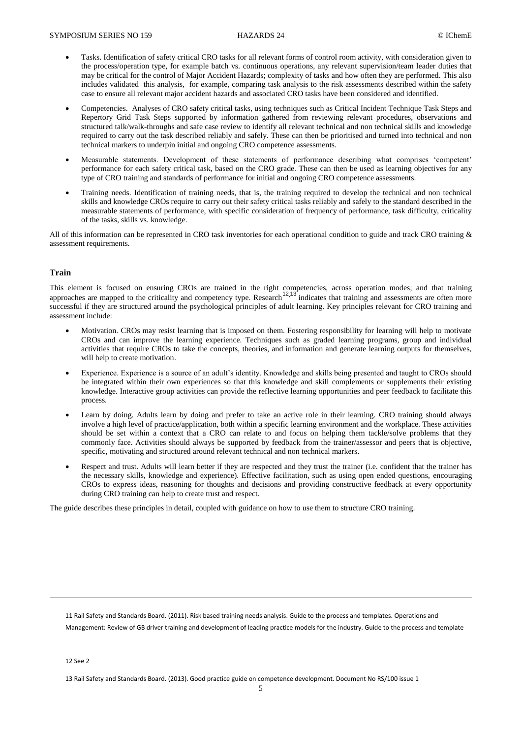- Tasks. Identification of safety critical CRO tasks for all relevant forms of control room activity, with consideration given to the process/operation type, for example batch vs. continuous operations, any relevant supervision/team leader duties that may be critical for the control of Major Accident Hazards; complexity of tasks and how often they are performed. This also includes validated this analysis, for example, comparing task analysis to the risk assessments described within the safety case to ensure all relevant major accident hazards and associated CRO tasks have been considered and identified.

- Competencies. Analyses of CRO safety critical tasks, using techniques such as Critical Incident Technique Task Steps and Repertory Grid Task Steps supported by information gathered from reviewing relevant procedures, observations and structured talk/walk-throughs and safe case review to identify all relevant technical and non technical skills and knowledge required to carry out the task described reliably and safely. These can then be prioritised and turned into technical and non technical markers to underpin initial and ongoing CRO competence assessments.

- Measurable statements. Development of these statements of performance describing what comprises 'competent' performance for each safety critical task, based on the CRO grade. These can then be used as learning objectives for any type of CRO training and standards of performance for initial and ongoing CRO competence assessments.

- Training needs. Identification of training needs, that is, the training required to develop the technical and non technical skills and knowledge CROs require to carry out their safety critical tasks reliably and safely to the standard described in the measurable statements of performance, with specific consideration of frequency of performance, task difficulty, criticality of the tasks, skills vs. knowledge.

All of this information can be represented in CRO task inventories for each operational condition to guide and track CRO training & assessment requirements.

## Train

This element is focused on ensuring CROs are trained in the right competencies, across operation modes; and that training approaches are mapped to the criticality and competency type. Research[12,13] indicates that training and assessments are often more successful if they are structured around the psychological principles of adult learning. Key principles relevant for CRO training and assessment include:

- Motivation. CROs may resist learning that is imposed on them. Fostering responsibility for learning will help to motivate CROs and can improve the learning experience. Techniques such as graded learning programs, group and individual activities that require CROs to take the concepts, theories, and information and generate learning outputs for themselves, will help to create motivation.

- Experience. Experience is a source of an adult's identity. Knowledge and skills being presented and taught to CROs should be integrated within their own experiences so that this knowledge and skill complements or supplements their existing knowledge. Interactive group activities can provide the reflective learning opportunities and peer feedback to facilitate this process.

- Learn by doing. Adults learn by doing and prefer to take an active role in their learning. CRO training should always involve a high level of practice/application, both within a specific learning environment and the workplace. These activities should be set within a context that a CRO can relate to and focus on helping them tackle/solve problems that they commonly face. Activities should always be supported by feedback from the trainer/assessor and peers that is objective, specific, motivating and structured around relevant technical and non technical markers.

- Respect and trust. Adults will learn better if they are respected and they trust the trainer (i.e. confident that the trainer has the necessary skills, knowledge and experience). Effective facilitation, such as using open ended questions, encouraging CROs to express ideas, reasoning for thoughts and decisions and providing constructive feedback at every opportunity during CRO training can help to create trust and respect.

The guide describes these principles in detail, coupled with guidance on how to use them to structure CRO training.

---

11 Rail Safety and Standards Board. (2011). Risk based training needs analysis. Guide to the process and templates. Operations and Management: Review of GB driver training and development of leading practice models for the industry. Guide to the process and template

12 See 2

13 Rail Safety and Standards Board. (2013). Good practice guide on competence development. Document No RS/100 issue 1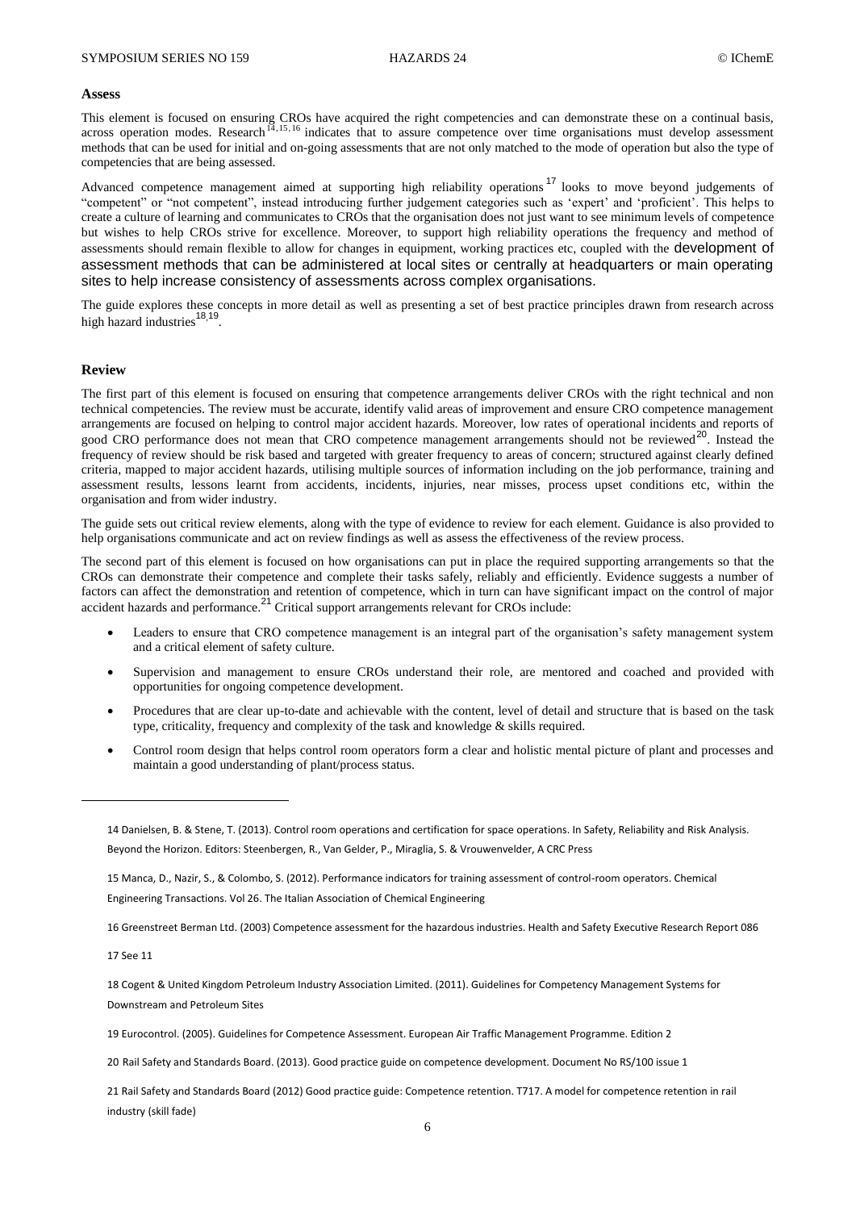### Assess

This element is focused on ensuring CROs have acquired the right competencies and can demonstrate these on a continual basis, across operation modes. Research[14,15,16] indicates that to assure competence over time organisations must develop assessment methods that can be used for initial and on-going assessments that are not only matched to the mode of operation but also the type of competencies that are being assessed.

Advanced competence management aimed at supporting high reliability operations[17] looks to move beyond judgements of "competent" or "not competent", instead introducing further judgement categories such as 'expert' and 'proficient'. This helps to create a culture of learning and communicates to CROs that the organisation does not just want to see minimum levels of competence but wishes to help CROs strive for excellence. Moreover, to support high reliability operations the frequency and method of assessments should remain flexible to allow for changes in equipment, working practices etc, coupled with the development of assessment methods that can be administered at local sites or centrally at headquarters or main operating sites to help increase consistency of assessments across complex organisations.

The guide explores these concepts in more detail as well as presenting a set of best practice principles drawn from research across high hazard industries[18,19].

### Review

The first part of this element is focused on ensuring that competence arrangements deliver CROs with the right technical and non technical competencies. The review must be accurate, identify valid areas of improvement and ensure CRO competence management arrangements are focused on helping to control major accident hazards. Moreover, low rates of operational incidents and reports of good CRO performance does not mean that CRO competence management arrangements should not be reviewed[20]. Instead the frequency of review should be risk based and targeted with greater frequency to areas of concern; structured against clearly defined criteria, mapped to major accident hazards, utilising multiple sources of information including on the job performance, training and assessment results, lessons learnt from accidents, incidents, injuries, near misses, process upset conditions etc, within the organisation and from wider industry.

The guide sets out critical review elements, along with the type of evidence to review for each element. Guidance is also provided to help organisations communicate and act on review findings as well as assess the effectiveness of the review process.

The second part of this element is focused on how organisations can put in place the required supporting arrangements so that the CROs can demonstrate their competence and complete their tasks safely, reliably and efficiently. Evidence suggests a number of factors can affect the demonstration and retention of competence, which in turn can have significant impact on the control of major accident hazards and performance.[21] Critical support arrangements relevant for CROs include:

- Leaders to ensure that CRO competence management is an integral part of the organisation's safety management system and a critical element of safety culture.
- Supervision and management to ensure CROs understand their role, are mentored and coached and provided with opportunities for ongoing competence development.
- Procedures that are clear up-to-date and achievable with the content, level of detail and structure that is based on the task type, criticality, frequency and complexity of the task and knowledge & skills required.
- Control room design that helps control room operators form a clear and holistic mental picture of plant and processes and maintain a good understanding of plant/process status.

---

14 Danielsen, B. & Stene, T. (2013). Control room operations and certification for space operations. In Safety, Reliability and Risk Analysis. Beyond the Horizon. Editors: Steenbergen, R., Van Gelder, P., Miraglia, S. & Vrouwenvelder, A CRC Press

15 Manca, D., Nazir, S., & Colombo, S. (2012). Performance indicators for training assessment of control-room operators. Chemical Engineering Transactions. Vol 26. The Italian Association of Chemical Engineering

16 Greenstreet Berman Ltd. (2003) Competence assessment for the hazardous industries. Health and Safety Executive Research Report 086

17 See 11

18 Cogent & United Kingdom Petroleum Industry Association Limited. (2011). Guidelines for Competency Management Systems for Downstream and Petroleum Sites

19 Eurocontrol. (2005). Guidelines for Competence Assessment. European Air Traffic Management Programme. Edition 2

20 Rail Safety and Standards Board. (2013). Good practice guide on competence development. Document No RS/100 issue 1

21 Rail Safety and Standards Board (2012) Good practice guide: Competence retention. T717. A model for competence retention in rail industry (skill fade)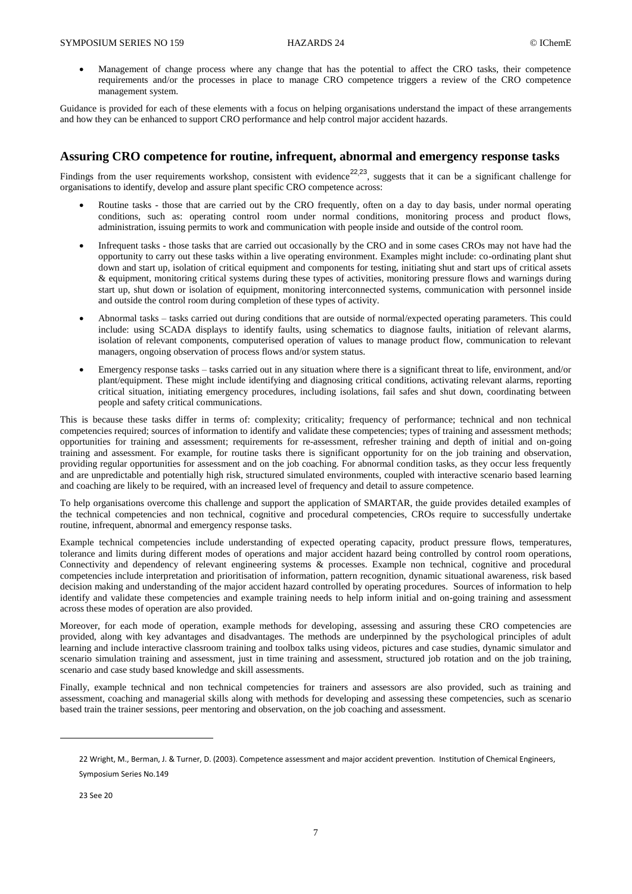- Management of change process where any change that has the potential to affect the CRO tasks, their competence requirements and/or the processes in place to manage CRO competence triggers a review of the CRO competence management system.

Guidance is provided for each of these elements with a focus on helping organisations understand the impact of these arrangements and how they can be enhanced to support CRO performance and help control major accident hazards.

## Assuring CRO competence for routine, infrequent, abnormal and emergency response tasks

Findings from the user requirements workshop, consistent with evidence[22,23], suggests that it can be a significant challenge for organisations to identify, develop and assure plant specific CRO competence across:

- Routine tasks - those that are carried out by the CRO frequently, often on a day to day basis, under normal operating conditions, such as: operating control room under normal conditions, monitoring process and product flows, administration, issuing permits to work and communication with people inside and outside of the control room.
- Infrequent tasks - those tasks that are carried out occasionally by the CRO and in some cases CROs may not have had the opportunity to carry out these tasks within a live operating environment. Examples might include: co-ordinating plant shut down and start up, isolation of critical equipment and components for testing, initiating shut and start ups of critical assets & equipment, monitoring critical systems during these types of activities, monitoring pressure flows and warnings during start up, shut down or isolation of equipment, monitoring interconnected systems, communication with personnel inside and outside the control room during completion of these types of activity.
- Abnormal tasks – tasks carried out during conditions that are outside of normal/expected operating parameters. This could include: using SCADA displays to identify faults, using schematics to diagnose faults, initiation of relevant alarms, isolation of relevant components, computerised operation of values to manage product flow, communication to relevant managers, ongoing observation of process flows and/or system status.
- Emergency response tasks – tasks carried out in any situation where there is a significant threat to life, environment, and/or plant/equipment. These might include identifying and diagnosing critical conditions, activating relevant alarms, reporting critical situation, initiating emergency procedures, including isolations, fail safes and shut down, coordinating between people and safety critical communications.

This is because these tasks differ in terms of: complexity; criticality; frequency of performance; technical and non technical competencies required; sources of information to identify and validate these competencies; types of training and assessment methods; opportunities for training and assessment; requirements for re-assessment, refresher training and depth of initial and on-going training and assessment. For example, for routine tasks there is significant opportunity for on the job training and observation, providing regular opportunities for assessment and on the job coaching. For abnormal condition tasks, as they occur less frequently and are unpredictable and potentially high risk, structured simulated environments, coupled with interactive scenario based learning and coaching are likely to be required, with an increased level of frequency and detail to assure competence.

To help organisations overcome this challenge and support the application of SMARTAR, the guide provides detailed examples of the technical competencies and non technical, cognitive and procedural competencies, CROs require to successfully undertake routine, infrequent, abnormal and emergency response tasks.

Example technical competencies include understanding of expected operating capacity, product pressure flows, temperatures, tolerance and limits during different modes of operations and major accident hazard being controlled by control room operations, Connectivity and dependency of relevant engineering systems & processes. Example non technical, cognitive and procedural competencies include interpretation and prioritisation of information, pattern recognition, dynamic situational awareness, risk based decision making and understanding of the major accident hazard controlled by operating procedures. Sources of information to help identify and validate these competencies and example training needs to help inform initial and on-going training and assessment across these modes of operation are also provided.

Moreover, for each mode of operation, example methods for developing, assessing and assuring these CRO competencies are provided, along with key advantages and disadvantages. The methods are underpinned by the psychological principles of adult learning and include interactive classroom training and toolbox talks using videos, pictures and case studies, dynamic simulator and scenario simulation training and assessment, just in time training and assessment, structured job rotation and on the job training, scenario and case study based knowledge and skill assessments.

Finally, example technical and non technical competencies for trainers and assessors are also provided, such as training and assessment, coaching and managerial skills along with methods for developing and assessing these competencies, such as scenario based train the trainer sessions, peer mentoring and observation, on the job coaching and assessment.

---

22 Wright, M., Berman, J. & Turner, D. (2003). Competence assessment and major accident prevention. Institution of Chemical Engineers, Symposium Series No.149

23 See 20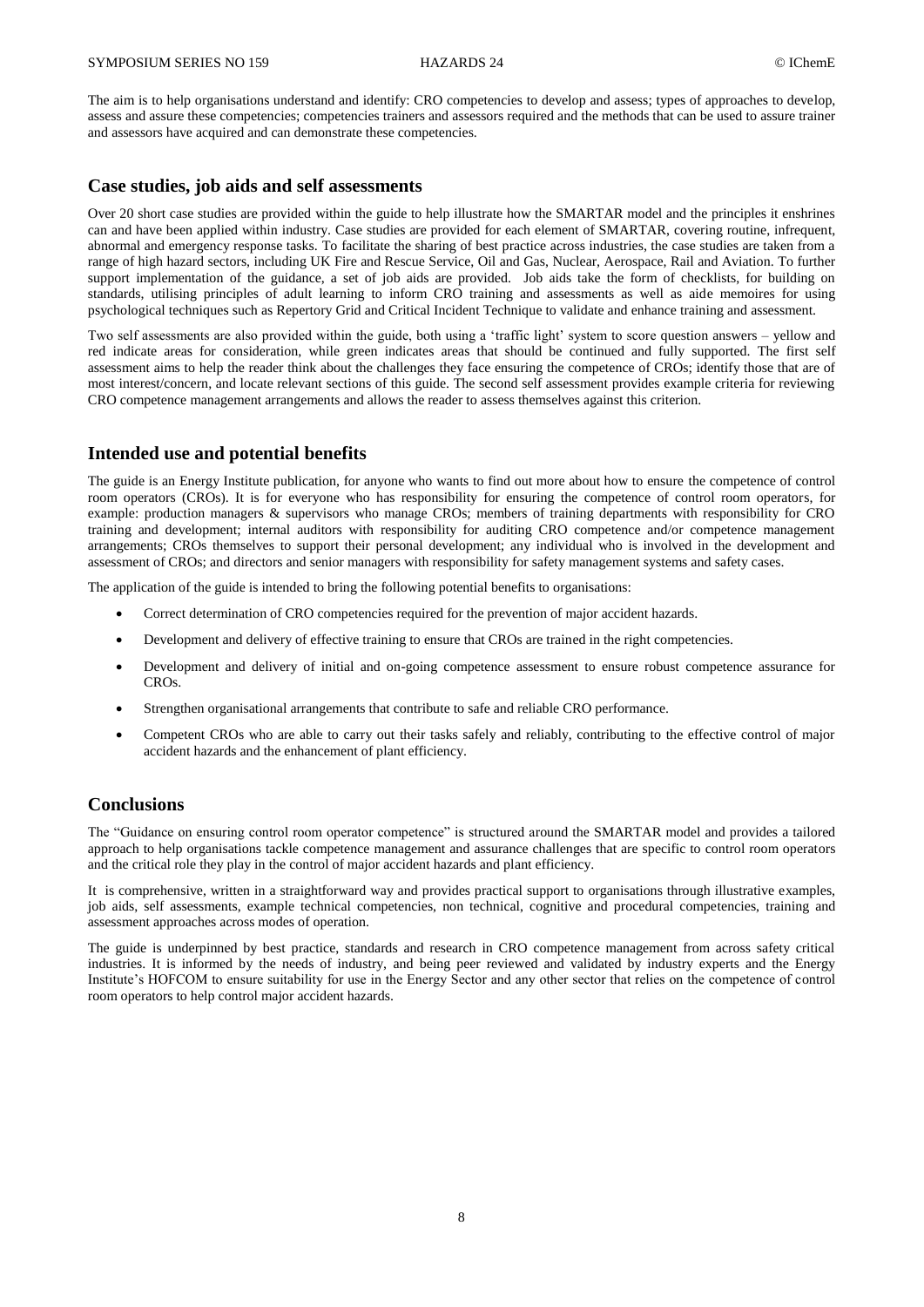The aim is to help organisations understand and identify: CRO competencies to develop and assess; types of approaches to develop, assess and assure these competencies; competencies trainers and assessors required and the methods that can be used to assure trainer and assessors have acquired and can demonstrate these competencies.

## Case studies, job aids and self assessments

Over 20 short case studies are provided within the guide to help illustrate how the SMARTAR model and the principles it enshrines can and have been applied within industry. Case studies are provided for each element of SMARTAR, covering routine, infrequent, abnormal and emergency response tasks. To facilitate the sharing of best practice across industries, the case studies are taken from a range of high hazard sectors, including UK Fire and Rescue Service, Oil and Gas, Nuclear, Aerospace, Rail and Aviation. To further support implementation of the guidance, a set of job aids are provided. Job aids take the form of checklists, for building on standards, utilising principles of adult learning to inform CRO training and assessments as well as aide memoires for using psychological techniques such as Repertory Grid and Critical Incident Technique to validate and enhance training and assessment.

Two self assessments are also provided within the guide, both using a 'traffic light' system to score question answers – yellow and red indicate areas for consideration, while green indicates areas that should be continued and fully supported. The first self assessment aims to help the reader think about the challenges they face ensuring the competence of CROs; identify those that are of most interest/concern, and locate relevant sections of this guide. The second self assessment provides example criteria for reviewing CRO competence management arrangements and allows the reader to assess themselves against this criterion.

## Intended use and potential benefits

The guide is an Energy Institute publication, for anyone who wants to find out more about how to ensure the competence of control room operators (CROs). It is for everyone who has responsibility for ensuring the competence of control room operators, for example: production managers & supervisors who manage CROs; members of training departments with responsibility for CRO training and development; internal auditors with responsibility for auditing CRO competence and/or competence management arrangements; CROs themselves to support their personal development; any individual who is involved in the development and assessment of CROs; and directors and senior managers with responsibility for safety management systems and safety cases.

The application of the guide is intended to bring the following potential benefits to organisations:

- Correct determination of CRO competencies required for the prevention of major accident hazards.
- Development and delivery of effective training to ensure that CROs are trained in the right competencies.
- Development and delivery of initial and on-going competence assessment to ensure robust competence assurance for CROs.
- Strengthen organisational arrangements that contribute to safe and reliable CRO performance.
- Competent CROs who are able to carry out their tasks safely and reliably, contributing to the effective control of major accident hazards and the enhancement of plant efficiency.

## Conclusions

The "Guidance on ensuring control room operator competence" is structured around the SMARTAR model and provides a tailored approach to help organisations tackle competence management and assurance challenges that are specific to control room operators and the critical role they play in the control of major accident hazards and plant efficiency.

It is comprehensive, written in a straightforward way and provides practical support to organisations through illustrative examples, job aids, self assessments, example technical competencies, non technical, cognitive and procedural competencies, training and assessment approaches across modes of operation.

The guide is underpinned by best practice, standards and research in CRO competence management from across safety critical industries. It is informed by the needs of industry, and being peer reviewed and validated by industry experts and the Energy Institute's HOFCOM to ensure suitability for use in the Energy Sector and any other sector that relies on the competence of control room operators to help control major accident hazards.